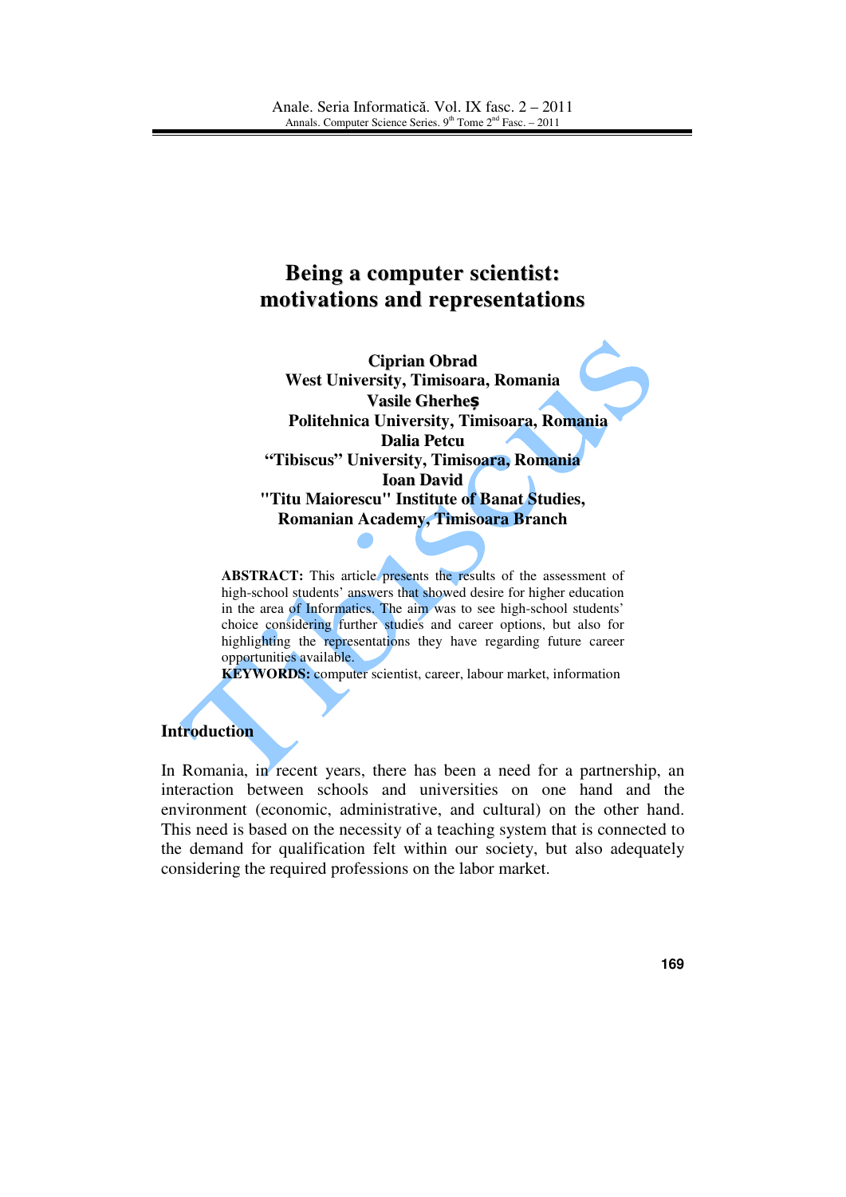# Being a computer scientist: motivations and representations

**Ciprian Obrad**
**West University, Timisoara, Romania**
**Vasile Gherheș**
**Politehnica University, Timisoara, Romania**
**Dalia Petcu**
**"Tibiscus" University, Timisoara, Romania**
**Ioan David**
**"Titu Maiorescu" Institute of Banat Studies, Romanian Academy, Timisoara Branch**

**ABSTRACT:** This article presents the results of the assessment of high-school students' answers that showed desire for higher education in the area of Informatics. The aim was to see high-school students' choice considering further studies and career options, but also for highlighting the representations they have regarding future career opportunities available.

**KEYWORDS:** computer scientist, career, labour market, information

## Introduction

In Romania, in recent years, there has been a need for a partnership, an interaction between schools and universities on one hand and the environment (economic, administrative, and cultural) on the other hand. This need is based on the necessity of a teaching system that is connected to the demand for qualification felt within our society, but also adequately considering the required professions on the labor market.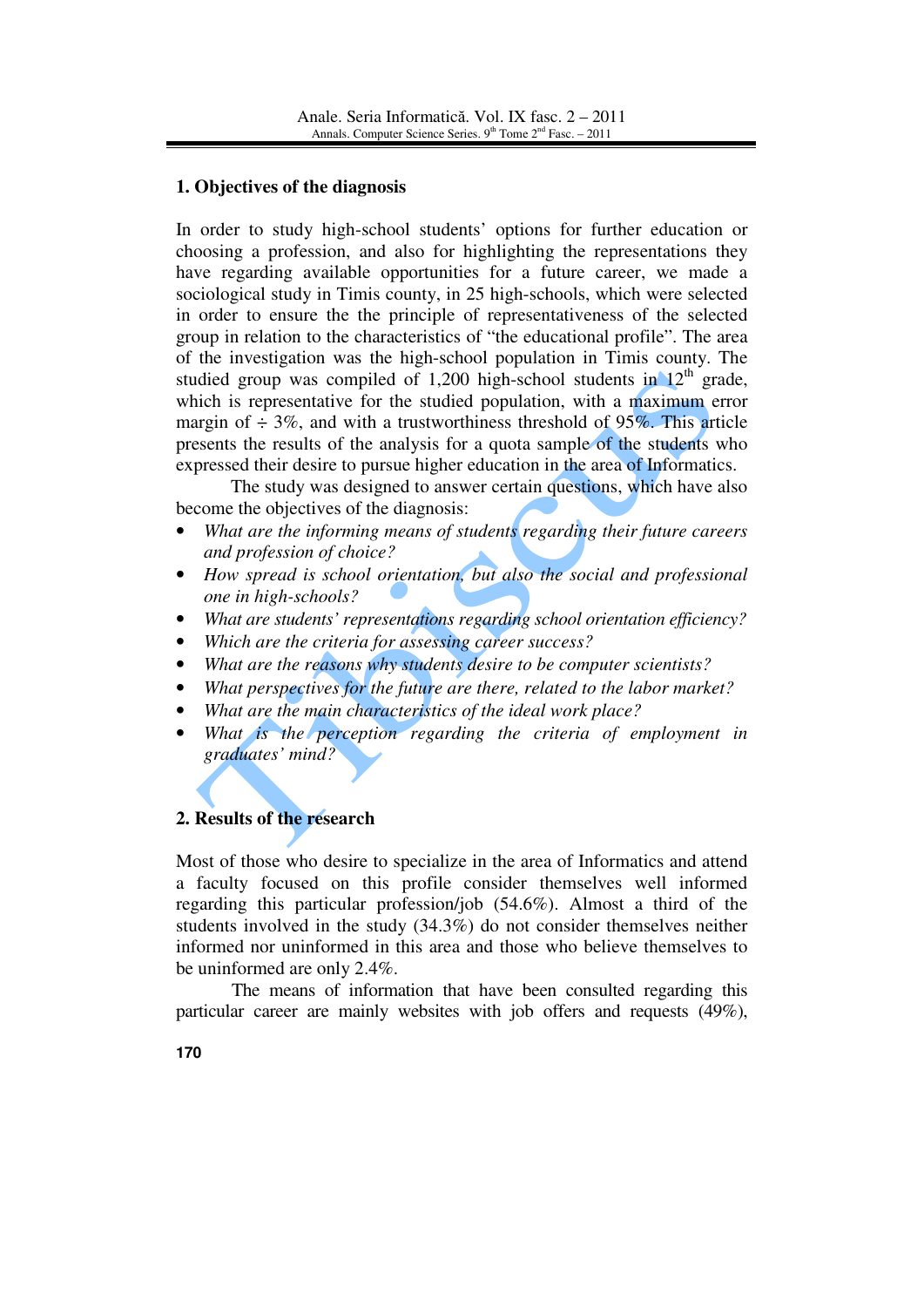## 1. Objectives of the diagnosis

In order to study high-school students' options for further education or choosing a profession, and also for highlighting the representations they have regarding available opportunities for a future career, we made a sociological study in Timis county, in 25 high-schools, which were selected in order to ensure the the principle of representativeness of the selected group in relation to the characteristics of "the educational profile". The area of the investigation was the high-school population in Timis county. The studied group was compiled of 1,200 high-school students in 12th grade, which is representative for the studied population, with a maximum error margin of ÷ 3%, and with a trustworthiness threshold of 95%. This article presents the results of the analysis for a quota sample of the students who expressed their desire to pursue higher education in the area of Informatics.

The study was designed to answer certain questions, which have also become the objectives of the diagnosis:

- *What are the informing means of students regarding their future careers and profession of choice?*
- *How spread is school orientation, but also the social and professional one in high-schools?*
- *What are students' representations regarding school orientation efficiency?*
- *Which are the criteria for assessing career success?*
- *What are the reasons why students desire to be computer scientists?*
- *What perspectives for the future are there, related to the labor market?*
- *What are the main characteristics of the ideal work place?*
- *What is the perception regarding the criteria of employment in graduates' mind?*

## 2. Results of the research

Most of those who desire to specialize in the area of Informatics and attend a faculty focused on this profile consider themselves well informed regarding this particular profession/job (54.6%). Almost a third of the students involved in the study (34.3%) do not consider themselves neither informed nor uninformed in this area and those who believe themselves to be uninformed are only 2.4%.

The means of information that have been consulted regarding this particular career are mainly websites with job offers and requests (49%),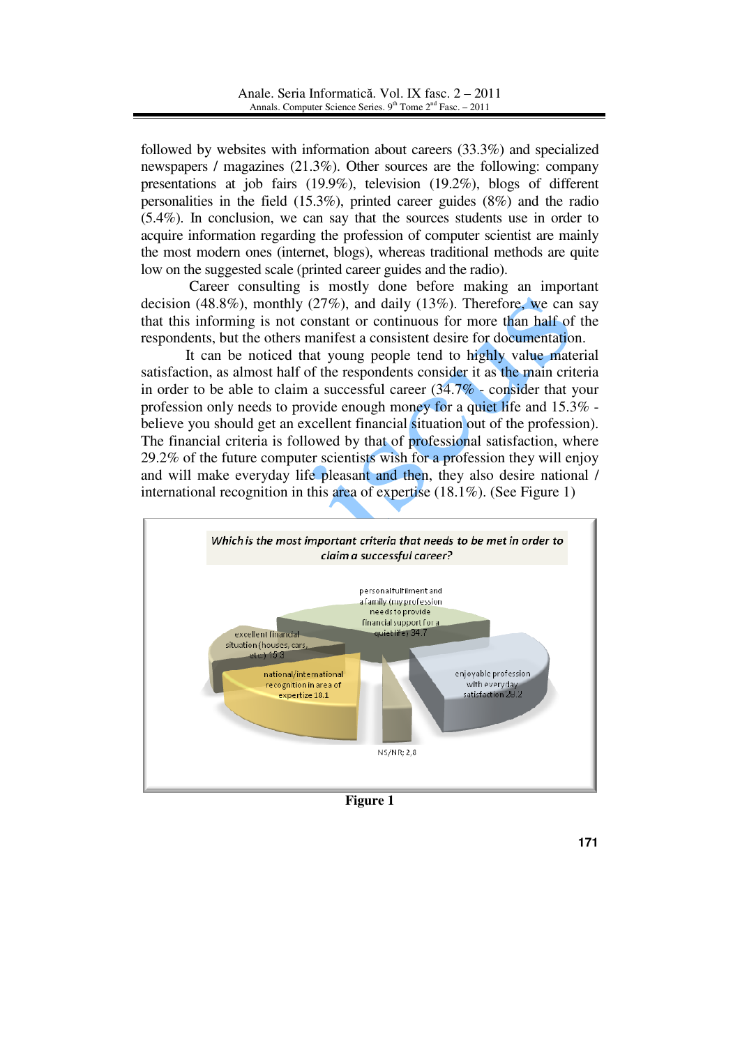followed by websites with information about careers (33.3%) and specialized newspapers / magazines (21.3%). Other sources are the following: company presentations at job fairs (19.9%), television (19.2%), blogs of different personalities in the field (15.3%), printed career guides (8%) and the radio (5.4%). In conclusion, we can say that the sources students use in order to acquire information regarding the profession of computer scientist are mainly the most modern ones (internet, blogs), whereas traditional methods are quite low on the suggested scale (printed career guides and the radio).

Career consulting is mostly done before making an important decision (48.8%), monthly (27%), and daily (13%). Therefore, we can say that this informing is not constant or continuous for more than half of the respondents, but the others manifest a consistent desire for documentation.

It can be noticed that young people tend to highly value material satisfaction, as almost half of the respondents consider it as the main criteria in order to be able to claim a successful career (34.7% - consider that your profession only needs to provide enough money for a quiet life and 15.3% - believe you should get an excellent financial situation out of the profession). The financial criteria is followed by that of professional satisfaction, where 29.2% of the future computer scientists wish for a profession they will enjoy and will make everyday life pleasant and then, they also desire national / international recognition in this area of expertise (18.1%). (See Figure 1)

*Which is the most important criteria that needs to be met in order to claim a successful career?*

personal fulfilment and a family (my profession needs to provide financial support for a quiet life) 34.7

excellent financial situation (houses, cars, etc.) 15.3

national/international recognition in area of expertize 18.1

enjoyable profession with everyday satisfaction 29.2

NS/NR; 2,8

**Figure 1**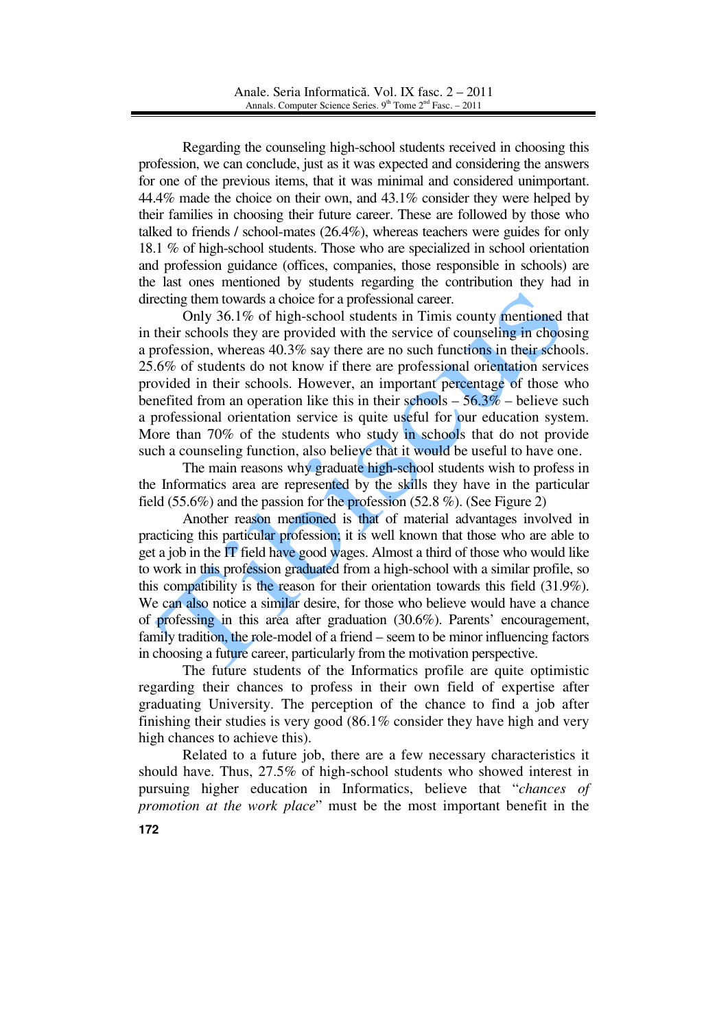Regarding the counseling high-school students received in choosing this profession, we can conclude, just as it was expected and considering the answers for one of the previous items, that it was minimal and considered unimportant. 44.4% made the choice on their own, and 43.1% consider they were helped by their families in choosing their future career. These are followed by those who talked to friends / school-mates (26.4%), whereas teachers were guides for only 18.1 % of high-school students. Those who are specialized in school orientation and profession guidance (offices, companies, those responsible in schools) are the last ones mentioned by students regarding the contribution they had in directing them towards a choice for a professional career.

Only 36.1% of high-school students in Timis county mentioned that in their schools they are provided with the service of counseling in choosing a profession, whereas 40.3% say there are no such functions in their schools. 25.6% of students do not know if there are professional orientation services provided in their schools. However, an important percentage of those who benefited from an operation like this in their schools – 56.3% – believe such a professional orientation service is quite useful for our education system. More than 70% of the students who study in schools that do not provide such a counseling function, also believe that it would be useful to have one.

The main reasons why graduate high-school students wish to profess in the Informatics area are represented by the skills they have in the particular field (55.6%) and the passion for the profession (52.8 %). (See Figure 2)

Another reason mentioned is that of material advantages involved in practicing this particular profession; it is well known that those who are able to get a job in the IT field have good wages. Almost a third of those who would like to work in this profession graduated from a high-school with a similar profile, so this compatibility is the reason for their orientation towards this field (31.9%). We can also notice a similar desire, for those who believe would have a chance of professing in this area after graduation (30.6%). Parents' encouragement, family tradition, the role-model of a friend – seem to be minor influencing factors in choosing a future career, particularly from the motivation perspective.

The future students of the Informatics profile are quite optimistic regarding their chances to profess in their own field of expertise after graduating University. The perception of the chance to find a job after finishing their studies is very good (86.1% consider they have high and very high chances to achieve this).

Related to a future job, there are a few necessary characteristics it should have. Thus, 27.5% of high-school students who showed interest in pursuing higher education in Informatics, believe that "*chances of promotion at the work place*" must be the most important benefit in the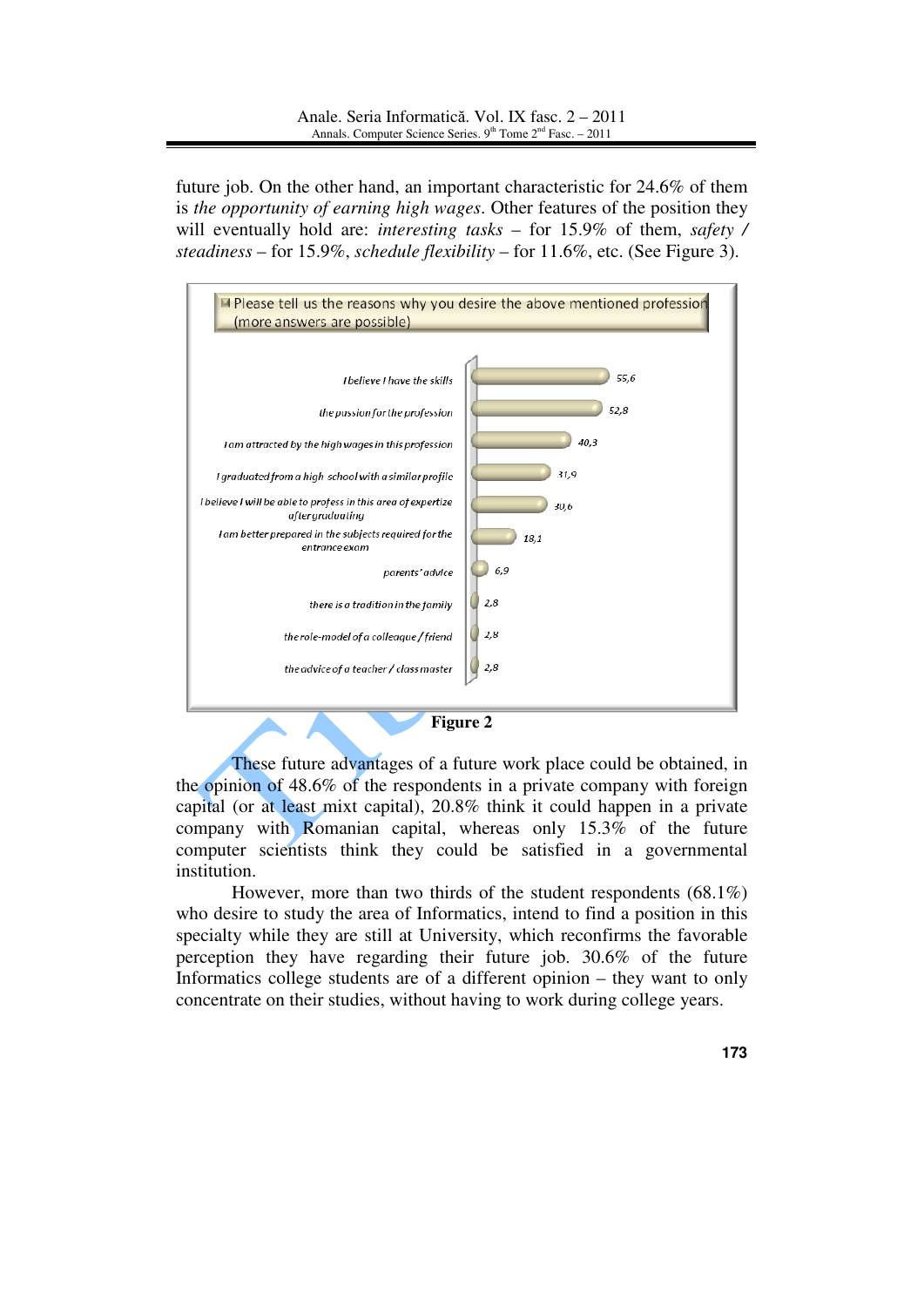future job. On the other hand, an important characteristic for 24.6% of them is *the opportunity of earning high wages*. Other features of the position they will eventually hold are: *interesting tasks* – for 15.9% of them, *safety / steadiness* – for 15.9%, *schedule flexibility* – for 11.6%, etc. (See Figure 3).

Please tell us the reasons why you desire the above mentioned profession (more answers are possible)

| Reason | % |
|---|---|
| I believe I have the skills | 55,6 |
| the passion for the profession | 52,8 |
| I am attracted by the high wages in this profession | 40,3 |
| I graduated from a high school with a similar profile | 31,9 |
| I believe I will be able to profess in this area of expertize after graduating | 30,6 |
| I am better prepared in the subjects required for the entrance exam | 18,1 |
| parents' advice | 6,9 |
| there is a tradition in the family | 2,8 |
| the role-model of a colleague / friend | 2,8 |
| the advice of a teacher / class master | 2,8 |

**Figure 2**

These future advantages of a future work place could be obtained, in the opinion of 48.6% of the respondents in a private company with foreign capital (or at least mixt capital), 20.8% think it could happen in a private company with Romanian capital, whereas only 15.3% of the future computer scientists think they could be satisfied in a governmental institution.

However, more than two thirds of the student respondents (68.1%) who desire to study the area of Informatics, intend to find a position in this specialty while they are still at University, which reconfirms the favorable perception they have regarding their future job. 30.6% of the future Informatics college students are of a different opinion – they want to only concentrate on their studies, without having to work during college years.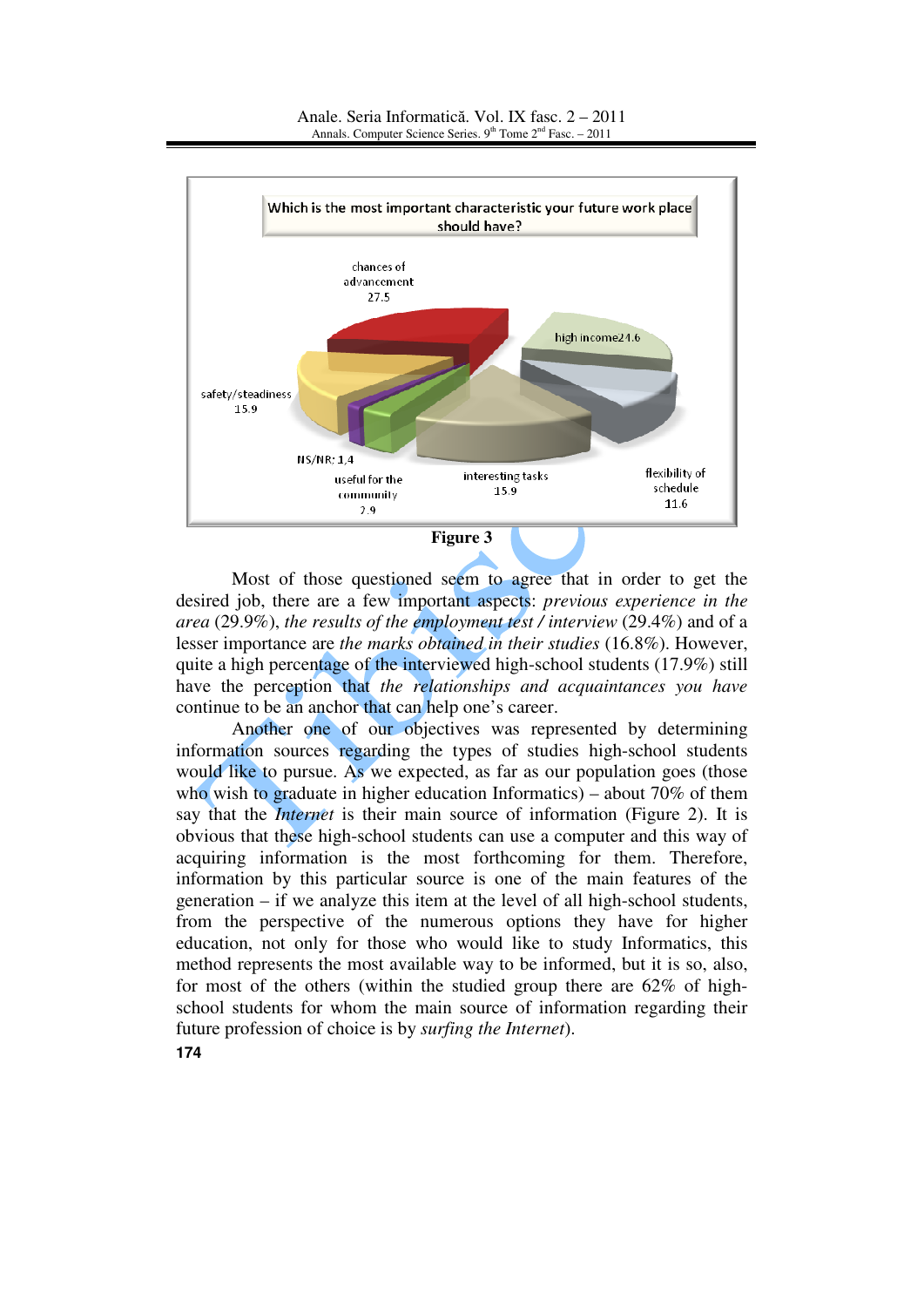**Figure 3**

Most of those questioned seem to agree that in order to get the desired job, there are a few important aspects: *previous experience in the area* (29.9%), *the results of the employment test / interview* (29.4%) and of a lesser importance are *the marks obtained in their studies* (16.8%). However, quite a high percentage of the interviewed high-school students (17.9%) still have the perception that *the relationships and acquaintances you have* continue to be an anchor that can help one's career.

Another one of our objectives was represented by determining information sources regarding the types of studies high-school students would like to pursue. As we expected, as far as our population goes (those who wish to graduate in higher education Informatics) – about 70% of them say that the *Internet* is their main source of information (Figure 2). It is obvious that these high-school students can use a computer and this way of acquiring information is the most forthcoming for them. Therefore, information by this particular source is one of the main features of the generation – if we analyze this item at the level of all high-school students, from the perspective of the numerous options they have for higher education, not only for those who would like to study Informatics, this method represents the most available way to be informed, but it is so, also, for most of the others (within the studied group there are 62% of high-school students for whom the main source of information regarding their future profession of choice is by *surfing the Internet*).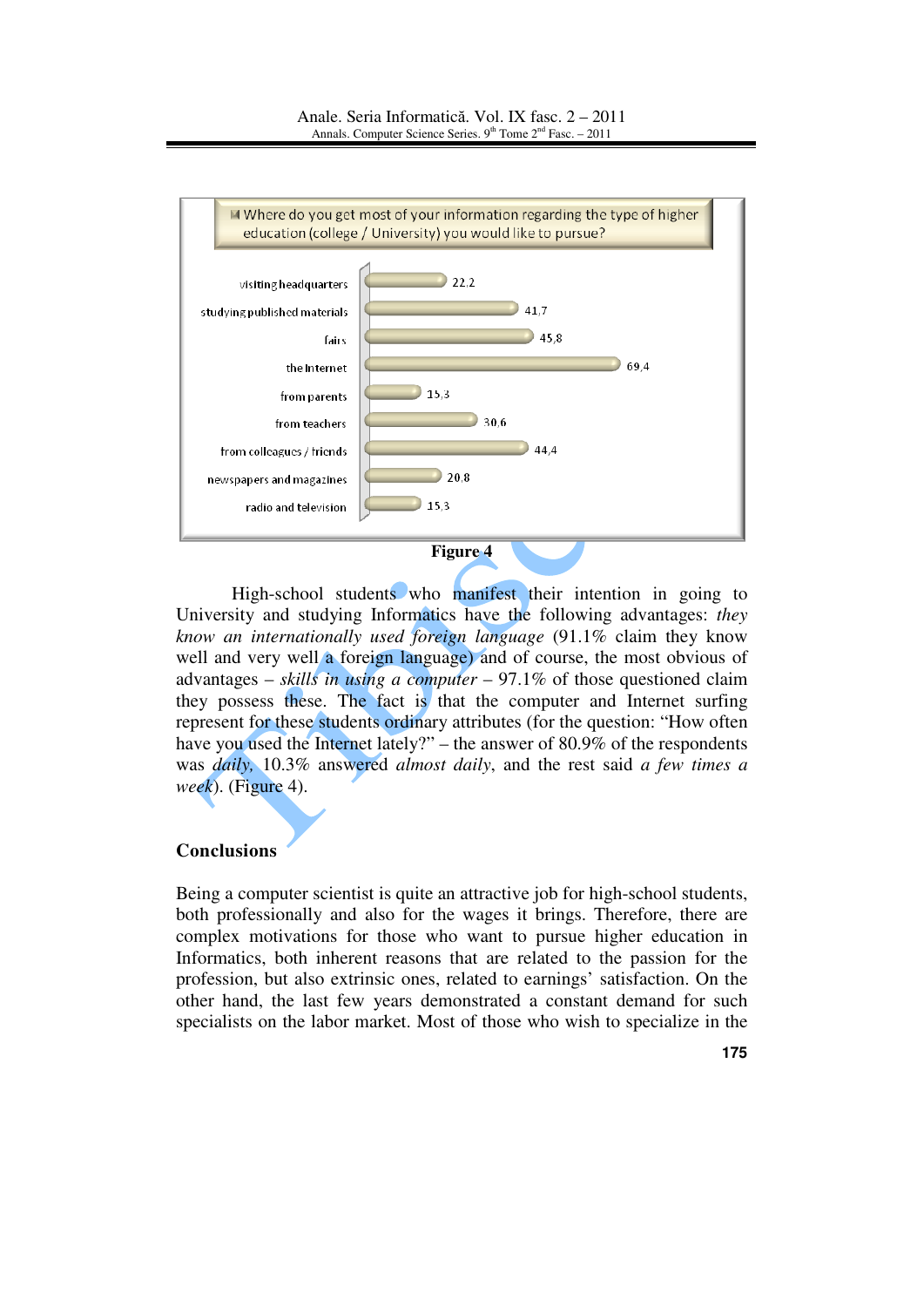| Where do you get most of your information regarding the type of higher education (college / University) you would like to pursue? | |
|---|---|
| visiting headquarters | 22,2 |
| studying published materials | 41,7 |
| fairs | 45,8 |
| the Internet | 69,4 |
| from parents | 15,3 |
| from teachers | 30,6 |
| from colleagues / friends | 44,4 |
| newspapers and magazines | 20,8 |
| radio and television | 15,3 |

**Figure 4**

High-school students who manifest their intention in going to University and studying Informatics have the following advantages: *they know an internationally used foreign language* (91.1% claim they know well and very well a foreign language) and of course, the most obvious of advantages – *skills in using a computer* – 97.1% of those questioned claim they possess these. The fact is that the computer and Internet surfing represent for these students ordinary attributes (for the question: "How often have you used the Internet lately?" – the answer of 80.9% of the respondents was *daily*, 10.3% answered *almost daily*, and the rest said *a few times a week*). (Figure 4).

## Conclusions

Being a computer scientist is quite an attractive job for high-school students, both professionally and also for the wages it brings. Therefore, there are complex motivations for those who want to pursue higher education in Informatics, both inherent reasons that are related to the passion for the profession, but also extrinsic ones, related to earnings' satisfaction. On the other hand, the last few years demonstrated a constant demand for such specialists on the labor market. Most of those who wish to specialize in the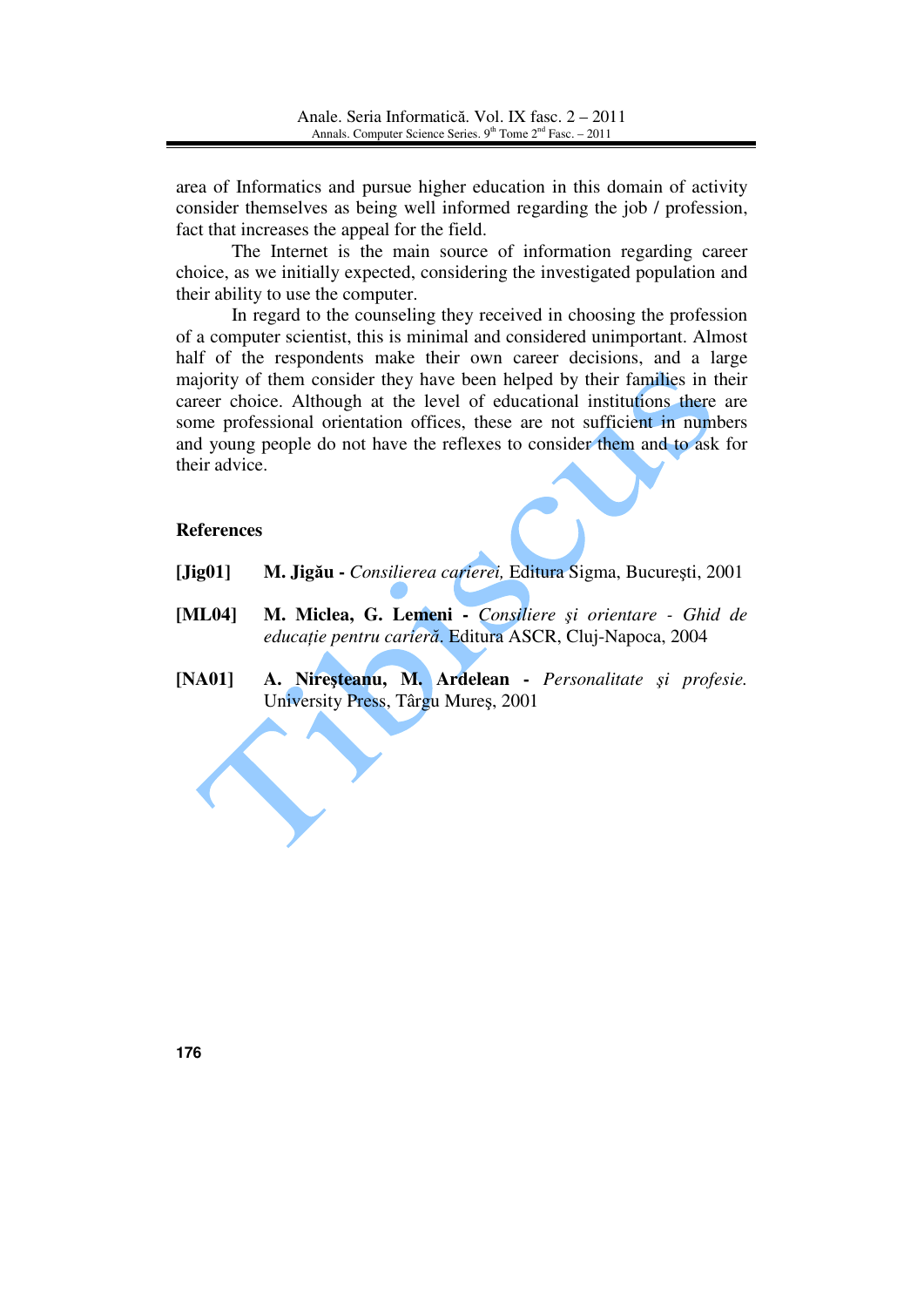area of Informatics and pursue higher education in this domain of activity consider themselves as being well informed regarding the job / profession, fact that increases the appeal for the field.

The Internet is the main source of information regarding career choice, as we initially expected, considering the investigated population and their ability to use the computer.

In regard to the counseling they received in choosing the profession of a computer scientist, this is minimal and considered unimportant. Almost half of the respondents make their own career decisions, and a large majority of them consider they have been helped by their families in their career choice. Although at the level of educational institutions there are some professional orientation offices, these are not sufficient in numbers and young people do not have the reflexes to consider them and to ask for their advice.

## References

**[Jig01]** **M. Jigău -** *Consilierea carierei,* Editura Sigma, Bucureşti, 2001

**[ML04]** **M. Miclea, G. Lemeni -** *Consiliere şi orientare - Ghid de educație pentru carieră.* Editura ASCR, Cluj-Napoca, 2004

**[NA01]** **A. Nireşteanu, M. Ardelean -** *Personalitate şi profesie.* University Press, Târgu Mureş, 2001